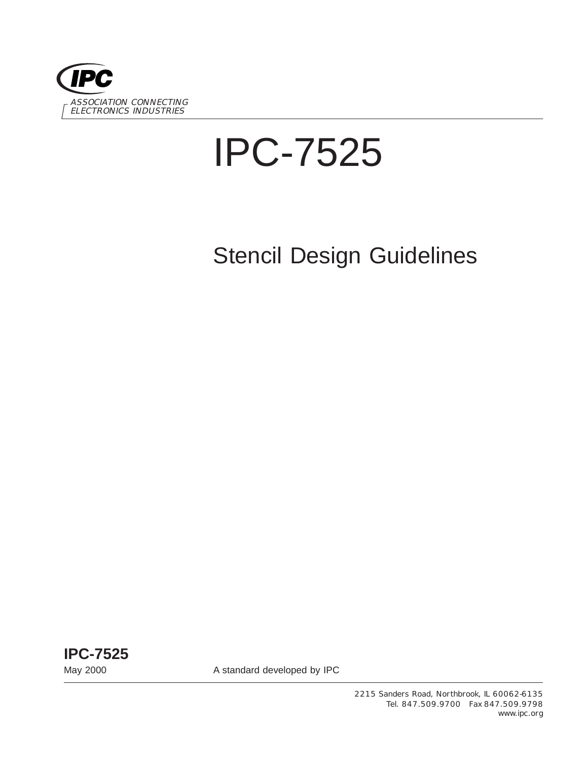IPC

ASSOCIATION CONNECTING ELECTRONICS INDUSTRIES

# IPC-7525

## Stencil Design Guidelines

**IPC-7525**

May 2000

A standard developed by IPC

2215 Sanders Road, Northbrook, IL 60062-6135
Tel. 847.509.9700 Fax 847.509.9798
www.ipc.org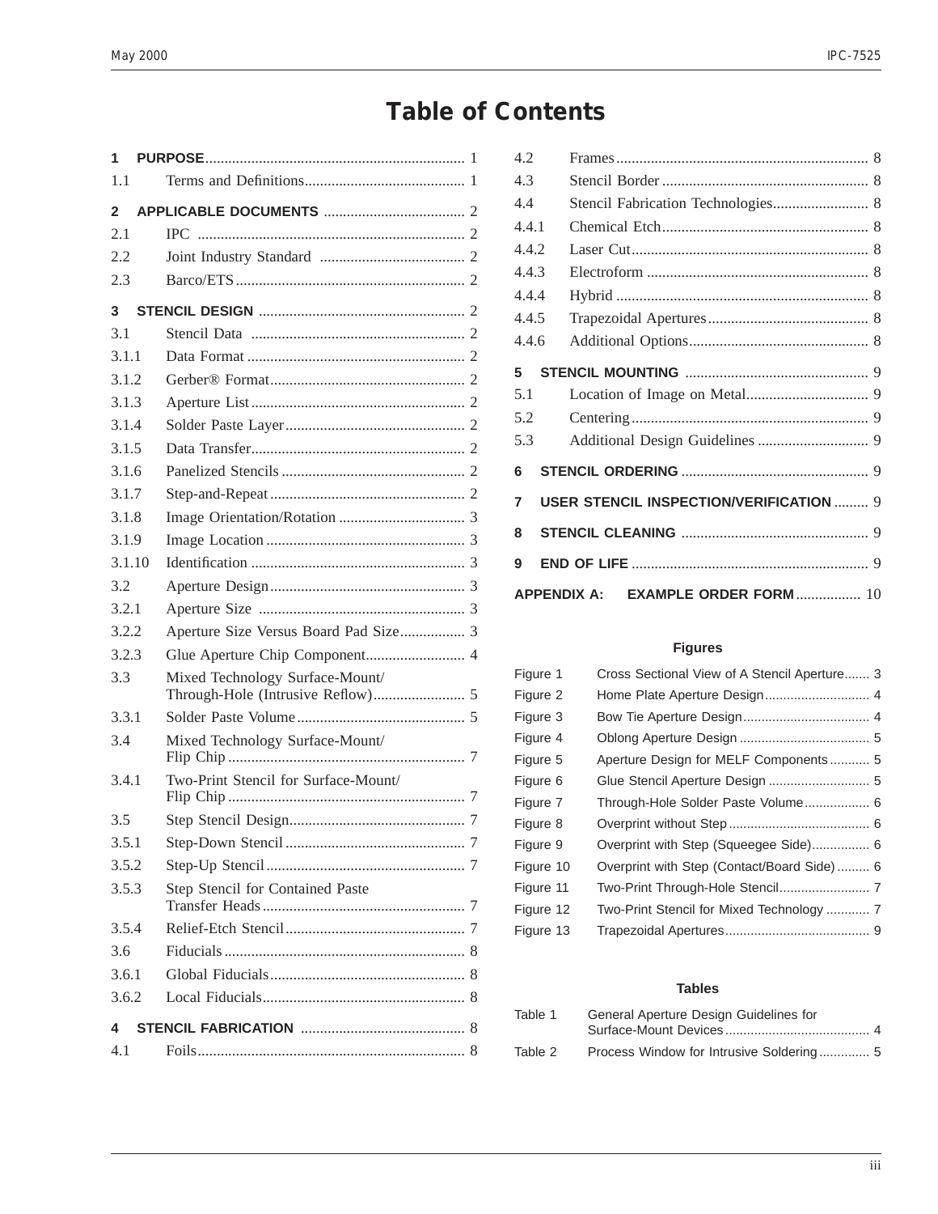# Table of Contents

**1 PURPOSE** .................................................................. 1

1.1 Terms and Definitions .......................................... 1

**2 APPLICABLE DOCUMENTS** ..................................... 2

2.1 IPC ...................................................................... 2

2.2 Joint Industry Standard ...................................... 2

2.3 Barco/ETS ............................................................ 2

**3 STENCIL DESIGN** ....................................................... 2

3.1 Stencil Data ........................................................ 2

3.1.1 Data Format ......................................................... 2

3.1.2 Gerber® Format ................................................... 2

3.1.3 Aperture List ........................................................ 2

3.1.4 Solder Paste Layer ............................................... 2

3.1.5 Data Transfer ........................................................ 2

3.1.6 Panelized Stencils ................................................ 2

3.1.7 Step-and-Repeat ................................................... 2

3.1.8 Image Orientation/Rotation ................................. 3

3.1.9 Image Location ..................................................... 3

3.1.10 Identification ........................................................ 3

3.2 Aperture Design ................................................... 3

3.2.1 Aperture Size ...................................................... 3

3.2.2 Aperture Size Versus Board Pad Size ................. 3

3.2.3 Glue Aperture Chip Component .......................... 4

3.3 Mixed Technology Surface-Mount/ Through-Hole (Intrusive Reflow) ........................ 5

3.3.1 Solder Paste Volume ............................................ 5

3.4 Mixed Technology Surface-Mount/ Flip Chip .............................................................. 7

3.4.1 Two-Print Stencil for Surface-Mount/ Flip Chip .............................................................. 7

3.5 Step Stencil Design .............................................. 7

3.5.1 Step-Down Stencil ............................................... 7

3.5.2 Step-Up Stencil .................................................... 7

3.5.3 Step Stencil for Contained Paste Transfer Heads ..................................................... 7

3.5.4 Relief-Etch Stencil ............................................... 7

3.6 Fiducials ............................................................... 8

3.6.1 Global Fiducials ................................................... 8

3.6.2 Local Fiducials ..................................................... 8

**4 STENCIL FABRICATION** ........................................... 8

4.1 Foils ...................................................................... 8

4.2 Frames ................................................................. 8

4.3 Stencil Border ...................................................... 8

4.4 Stencil Fabrication Technologies ......................... 8

4.4.1 Chemical Etch ...................................................... 8

4.4.2 Laser Cut .............................................................. 8

4.4.3 Electroform .......................................................... 8

4.4.4 Hybrid .................................................................. 8

4.4.5 Trapezoidal Apertures .......................................... 8

4.4.6 Additional Options ............................................... 8

**5 STENCIL MOUNTING** ............................................... 9

5.1 Location of Image on Metal ................................ 9

5.2 Centering ............................................................. 9

5.3 Additional Design Guidelines ............................. 9

**6 STENCIL ORDERING** ................................................. 9

**7 USER STENCIL INSPECTION/VERIFICATION** ......... 9

**8 STENCIL CLEANING** ................................................. 9

**9 END OF LIFE** .............................................................. 9

**APPENDIX A: EXAMPLE ORDER FORM** ................. 10

## Figures

Figure 1 Cross Sectional View of A Stencil Aperture ....... 3

Figure 2 Home Plate Aperture Design ............................. 4

Figure 3 Bow Tie Aperture Design .................................. 4

Figure 4 Oblong Aperture Design .................................... 5

Figure 5 Aperture Design for MELF Components ........... 5

Figure 6 Glue Stencil Aperture Design ............................ 5

Figure 7 Through-Hole Solder Paste Volume .................. 6

Figure 8 Overprint without Step ...................................... 6

Figure 9 Overprint with Step (Squeegee Side) ................ 6

Figure 10 Overprint with Step (Contact/Board Side) ......... 6

Figure 11 Two-Print Through-Hole Stencil ......................... 7

Figure 12 Two-Print Stencil for Mixed Technology ............ 7

Figure 13 Trapezoidal Apertures ........................................ 9

## Tables

Table 1 General Aperture Design Guidelines for Surface-Mount Devices ........................................ 4

Table 2 Process Window for Intrusive Soldering .............. 5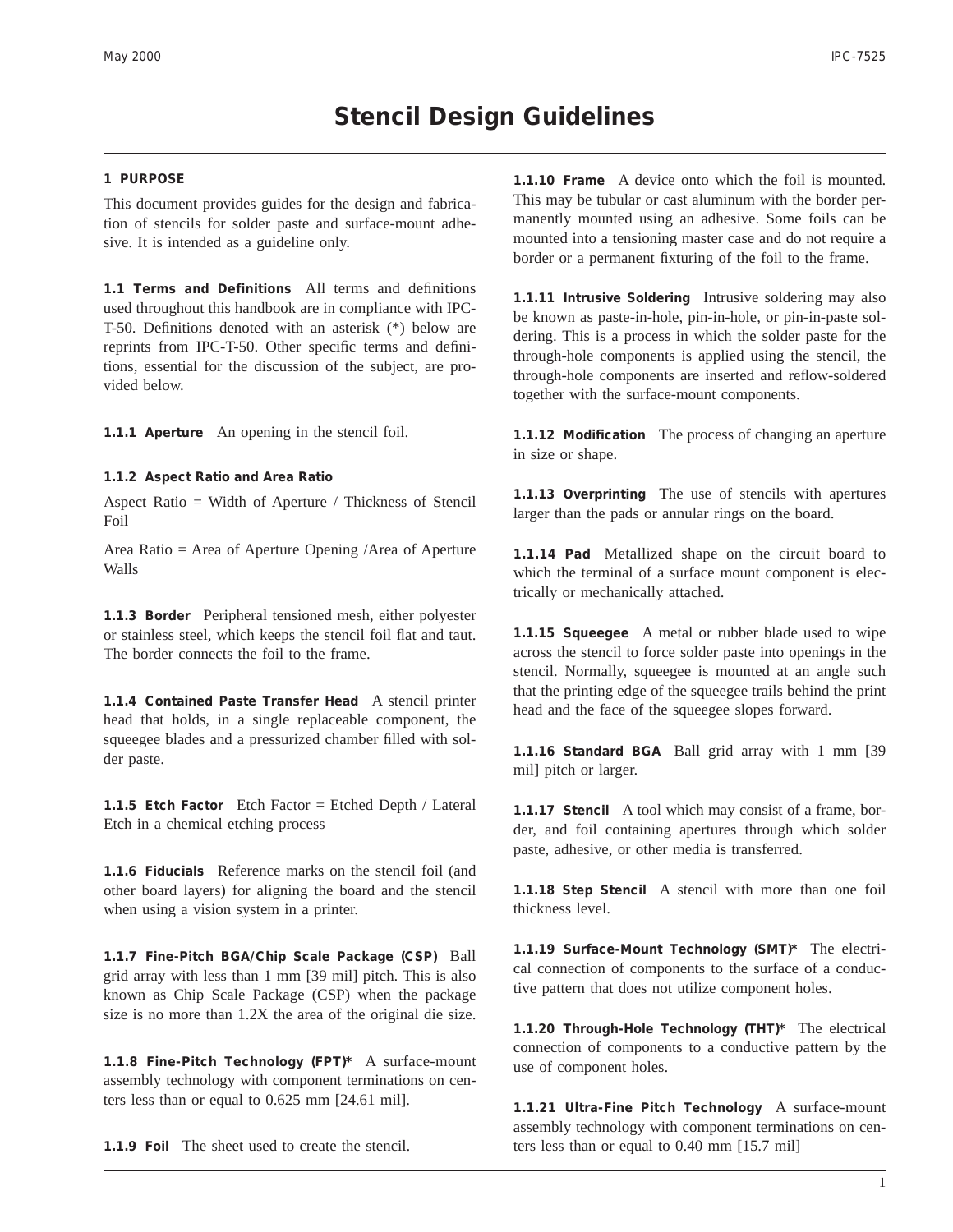# Stencil Design Guidelines

## 1 PURPOSE

This document provides guides for the design and fabrication of stencils for solder paste and surface-mount adhesive. It is intended as a guideline only.

**1.1 Terms and Definitions** All terms and definitions used throughout this handbook are in compliance with IPC-T-50. Definitions denoted with an asterisk (*) below are reprints from IPC-T-50. Other specific terms and definitions, essential for the discussion of the subject, are provided below.

**1.1.1 Aperture** An opening in the stencil foil.

**1.1.2 Aspect Ratio and Area Ratio**

Aspect Ratio = Width of Aperture / Thickness of Stencil Foil

Area Ratio = Area of Aperture Opening /Area of Aperture Walls

**1.1.3 Border** Peripheral tensioned mesh, either polyester or stainless steel, which keeps the stencil foil flat and taut. The border connects the foil to the frame.

**1.1.4 Contained Paste Transfer Head** A stencil printer head that holds, in a single replaceable component, the squeegee blades and a pressurized chamber filled with solder paste.

**1.1.5 Etch Factor** Etch Factor = Etched Depth / Lateral Etch in a chemical etching process

**1.1.6 Fiducials** Reference marks on the stencil foil (and other board layers) for aligning the board and the stencil when using a vision system in a printer.

**1.1.7 Fine-Pitch BGA/Chip Scale Package (CSP)** Ball grid array with less than 1 mm [39 mil] pitch. This is also known as Chip Scale Package (CSP) when the package size is no more than 1.2X the area of the original die size.

**1.1.8 Fine-Pitch Technology (FPT)*** A surface-mount assembly technology with component terminations on centers less than or equal to 0.625 mm [24.61 mil].

**1.1.9 Foil** The sheet used to create the stencil.

**1.1.10 Frame** A device onto which the foil is mounted. This may be tubular or cast aluminum with the border permanently mounted using an adhesive. Some foils can be mounted into a tensioning master case and do not require a border or a permanent fixturing of the foil to the frame.

**1.1.11 Intrusive Soldering** Intrusive soldering may also be known as paste-in-hole, pin-in-hole, or pin-in-paste soldering. This is a process in which the solder paste for the through-hole components is applied using the stencil, the through-hole components are inserted and reflow-soldered together with the surface-mount components.

**1.1.12 Modification** The process of changing an aperture in size or shape.

**1.1.13 Overprinting** The use of stencils with apertures larger than the pads or annular rings on the board.

**1.1.14 Pad** Metallized shape on the circuit board to which the terminal of a surface mount component is electrically or mechanically attached.

**1.1.15 Squeegee** A metal or rubber blade used to wipe across the stencil to force solder paste into openings in the stencil. Normally, squeegee is mounted at an angle such that the printing edge of the squeegee trails behind the print head and the face of the squeegee slopes forward.

**1.1.16 Standard BGA** Ball grid array with 1 mm [39 mil] pitch or larger.

**1.1.17 Stencil** A tool which may consist of a frame, border, and foil containing apertures through which solder paste, adhesive, or other media is transferred.

**1.1.18 Step Stencil** A stencil with more than one foil thickness level.

**1.1.19 Surface-Mount Technology (SMT)*** The electrical connection of components to the surface of a conductive pattern that does not utilize component holes.

**1.1.20 Through-Hole Technology (THT)*** The electrical connection of components to a conductive pattern by the use of component holes.

**1.1.21 Ultra-Fine Pitch Technology** A surface-mount assembly technology with component terminations on centers less than or equal to 0.40 mm [15.7 mil]